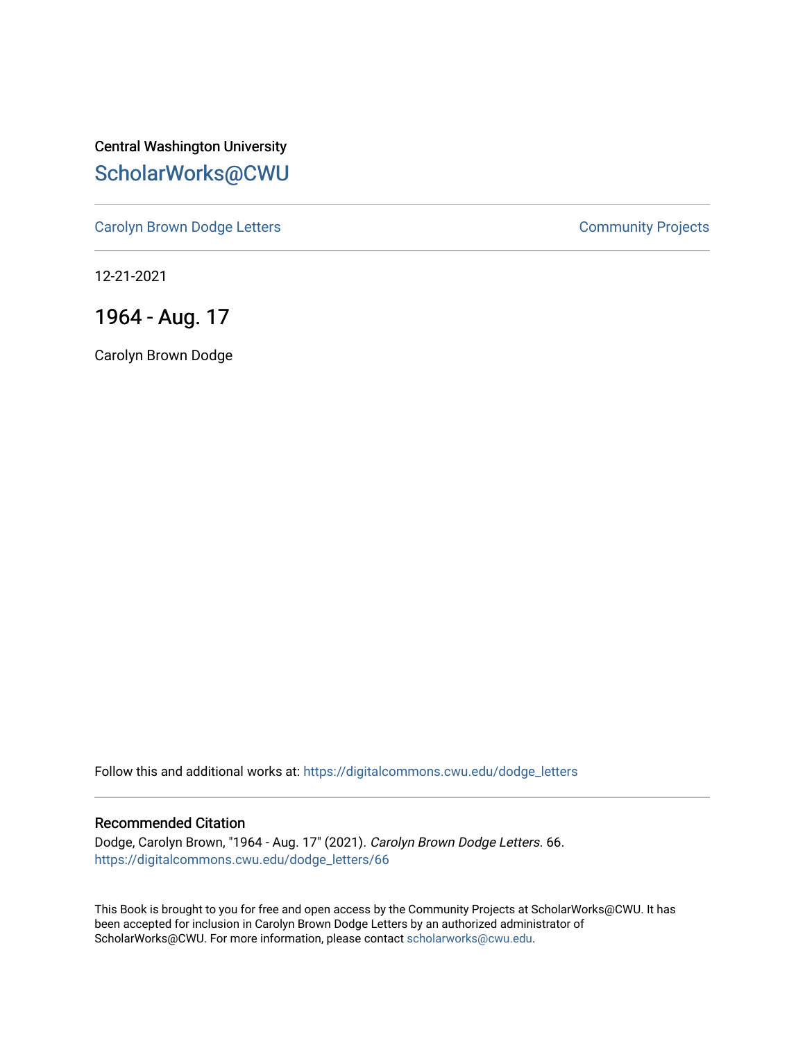Central Washington University

# ScholarWorks@CWU

Carolyn Brown Dodge Letters

Community Projects

12-21-2021

## 1964 - Aug. 17

Carolyn Brown Dodge

Follow this and additional works at: https://digitalcommons.cwu.edu/dodge_letters

### Recommended Citation

Dodge, Carolyn Brown, "1964 - Aug. 17" (2021). *Carolyn Brown Dodge Letters*. 66.
https://digitalcommons.cwu.edu/dodge_letters/66

This Book is brought to you for free and open access by the Community Projects at ScholarWorks@CWU. It has been accepted for inclusion in Carolyn Brown Dodge Letters by an authorized administrator of ScholarWorks@CWU. For more information, please contact scholarworks@cwu.edu.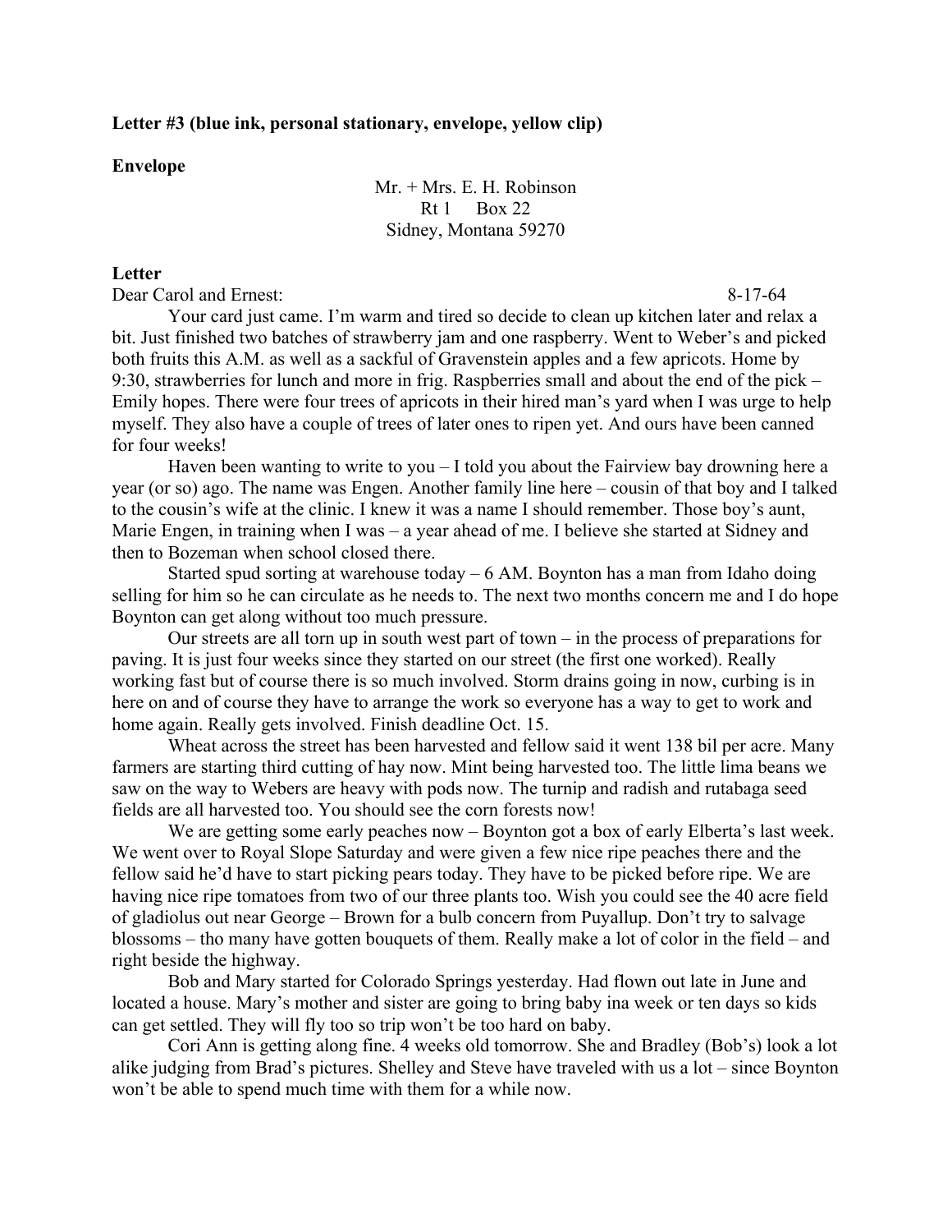**Letter #3 (blue ink, personal stationary, envelope, yellow clip)**

**Envelope**

Mr. + Mrs. E. H. Robinson
Rt 1     Box 22
Sidney, Montana 59270

**Letter**

Dear Carol and Ernest:     8-17-64

Your card just came. I'm warm and tired so decide to clean up kitchen later and relax a bit. Just finished two batches of strawberry jam and one raspberry. Went to Weber's and picked both fruits this A.M. as well as a sackful of Gravenstein apples and a few apricots. Home by 9:30, strawberries for lunch and more in frig. Raspberries small and about the end of the pick – Emily hopes. There were four trees of apricots in their hired man's yard when I was urge to help myself. They also have a couple of trees of later ones to ripen yet. And ours have been canned for four weeks!

Haven been wanting to write to you – I told you about the Fairview bay drowning here a year (or so) ago. The name was Engen. Another family line here – cousin of that boy and I talked to the cousin's wife at the clinic. I knew it was a name I should remember. Those boy's aunt, Marie Engen, in training when I was – a year ahead of me. I believe she started at Sidney and then to Bozeman when school closed there.

Started spud sorting at warehouse today – 6 AM. Boynton has a man from Idaho doing selling for him so he can circulate as he needs to. The next two months concern me and I do hope Boynton can get along without too much pressure.

Our streets are all torn up in south west part of town – in the process of preparations for paving. It is just four weeks since they started on our street (the first one worked). Really working fast but of course there is so much involved. Storm drains going in now, curbing is in here on and of course they have to arrange the work so everyone has a way to get to work and home again. Really gets involved. Finish deadline Oct. 15.

Wheat across the street has been harvested and fellow said it went 138 bil per acre. Many farmers are starting third cutting of hay now. Mint being harvested too. The little lima beans we saw on the way to Webers are heavy with pods now. The turnip and radish and rutabaga seed fields are all harvested too. You should see the corn forests now!

We are getting some early peaches now – Boynton got a box of early Elberta's last week. We went over to Royal Slope Saturday and were given a few nice ripe peaches there and the fellow said he'd have to start picking pears today. They have to be picked before ripe. We are having nice ripe tomatoes from two of our three plants too. Wish you could see the 40 acre field of gladiolus out near George – Brown for a bulb concern from Puyallup. Don't try to salvage blossoms – tho many have gotten bouquets of them. Really make a lot of color in the field – and right beside the highway.

Bob and Mary started for Colorado Springs yesterday. Had flown out late in June and located a house. Mary's mother and sister are going to bring baby ina week or ten days so kids can get settled. They will fly too so trip won't be too hard on baby.

Cori Ann is getting along fine. 4 weeks old tomorrow. She and Bradley (Bob's) look a lot alike judging from Brad's pictures. Shelley and Steve have traveled with us a lot – since Boynton won't be able to spend much time with them for a while now.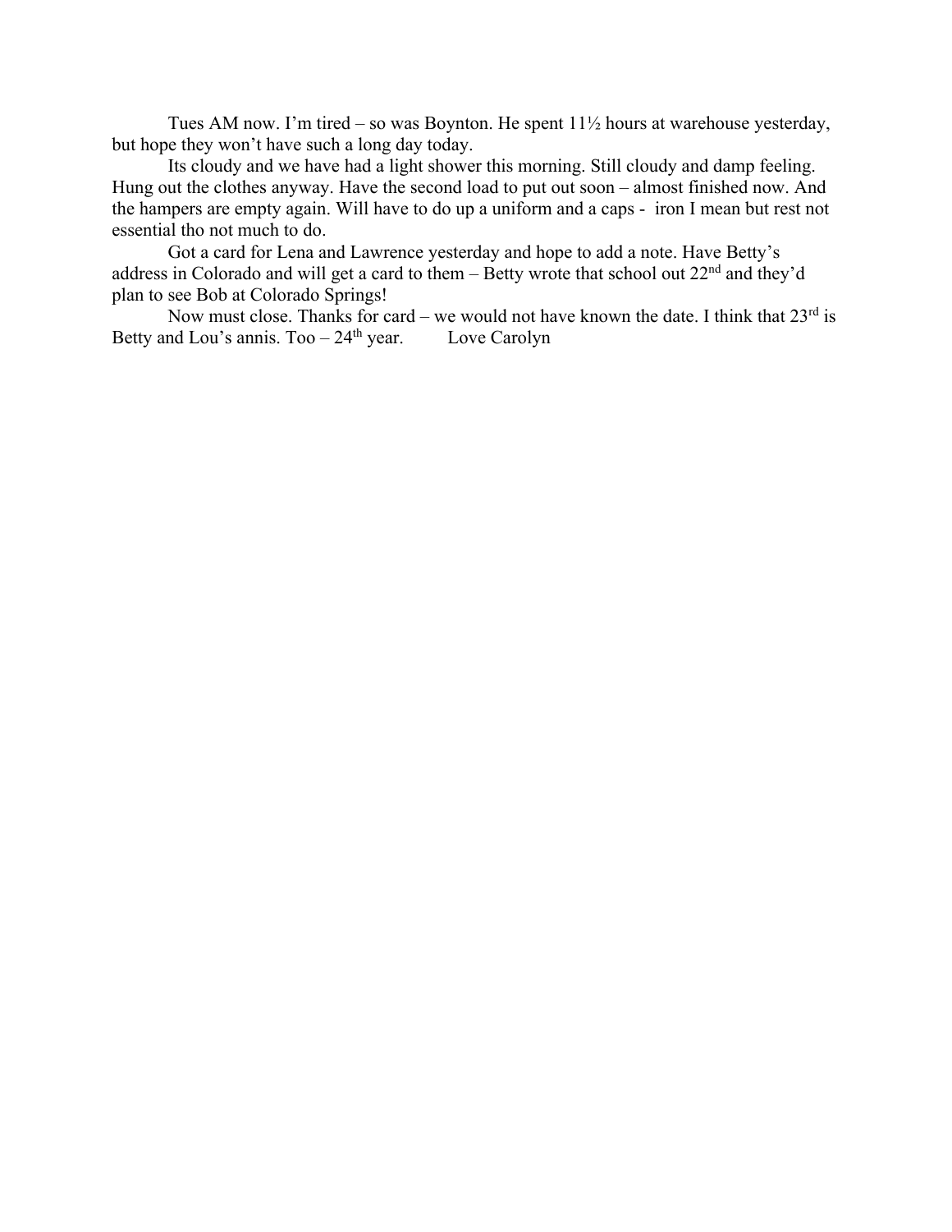Tues AM now. I'm tired – so was Boynton. He spent 11½ hours at warehouse yesterday, but hope they won't have such a long day today.

Its cloudy and we have had a light shower this morning. Still cloudy and damp feeling. Hung out the clothes anyway. Have the second load to put out soon – almost finished now. And the hampers are empty again. Will have to do up a uniform and a caps - iron I mean but rest not essential tho not much to do.

Got a card for Lena and Lawrence yesterday and hope to add a note. Have Betty's address in Colorado and will get a card to them – Betty wrote that school out 22nd and they'd plan to see Bob at Colorado Springs!

Now must close. Thanks for card – we would not have known the date. I think that 23rd is Betty and Lou's annis. Too – 24th year. Love Carolyn